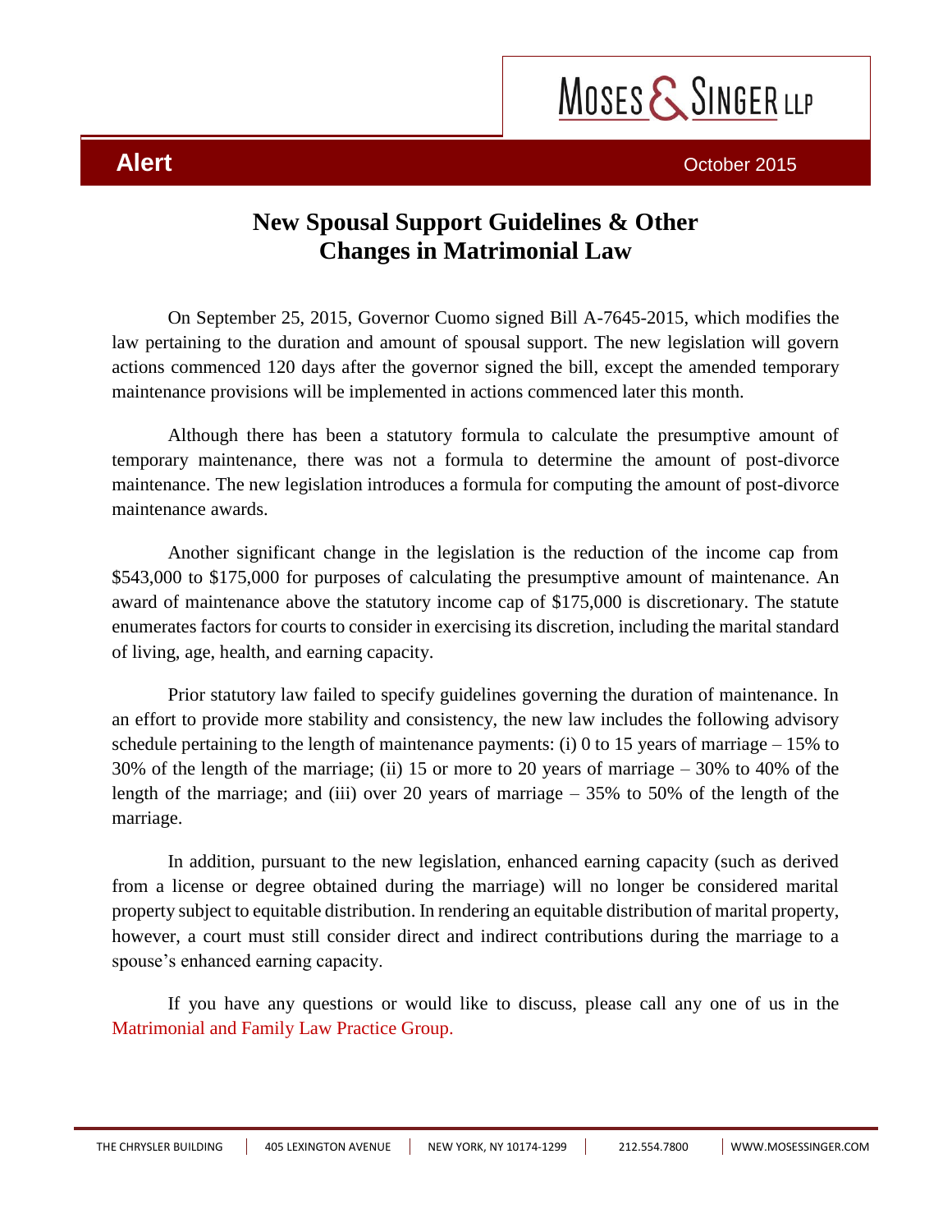MOSES & SINGER LLP

**Alert** October 2015

# New Spousal Support Guidelines & Other Changes in Matrimonial Law

On September 25, 2015, Governor Cuomo signed Bill A-7645-2015, which modifies the law pertaining to the duration and amount of spousal support. The new legislation will govern actions commenced 120 days after the governor signed the bill, except the amended temporary maintenance provisions will be implemented in actions commenced later this month.

Although there has been a statutory formula to calculate the presumptive amount of temporary maintenance, there was not a formula to determine the amount of post-divorce maintenance. The new legislation introduces a formula for computing the amount of post-divorce maintenance awards.

Another significant change in the legislation is the reduction of the income cap from $543,000 to $175,000 for purposes of calculating the presumptive amount of maintenance. An award of maintenance above the statutory income cap of $175,000 is discretionary. The statute enumerates factors for courts to consider in exercising its discretion, including the marital standard of living, age, health, and earning capacity.

Prior statutory law failed to specify guidelines governing the duration of maintenance. In an effort to provide more stability and consistency, the new law includes the following advisory schedule pertaining to the length of maintenance payments: (i) 0 to 15 years of marriage – 15% to 30% of the length of the marriage; (ii) 15 or more to 20 years of marriage – 30% to 40% of the length of the marriage; and (iii) over 20 years of marriage – 35% to 50% of the length of the marriage.

In addition, pursuant to the new legislation, enhanced earning capacity (such as derived from a license or degree obtained during the marriage) will no longer be considered marital property subject to equitable distribution. In rendering an equitable distribution of marital property, however, a court must still consider direct and indirect contributions during the marriage to a spouse's enhanced earning capacity.

If you have any questions or would like to discuss, please call any one of us in the Matrimonial and Family Law Practice Group.

THE CHRYSLER BUILDING | 405 LEXINGTON AVENUE | NEW YORK, NY 10174-1299 | 212.554.7800 | WWW.MOSESSINGER.COM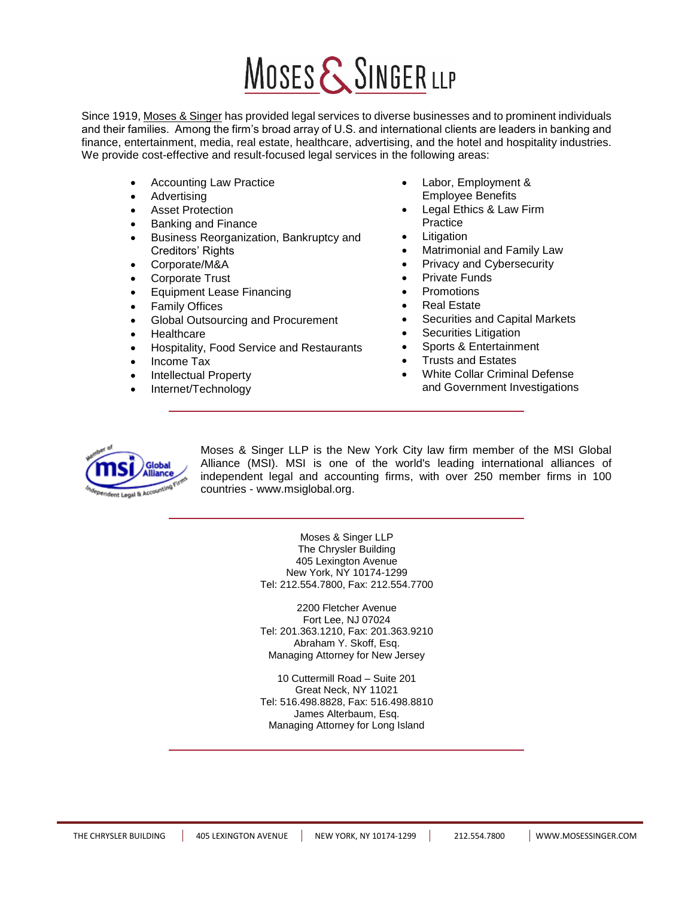# Moses & Singer LLP

Since 1919, Moses & Singer has provided legal services to diverse businesses and to prominent individuals and their families. Among the firm's broad array of U.S. and international clients are leaders in banking and finance, entertainment, media, real estate, healthcare, advertising, and the hotel and hospitality industries. We provide cost-effective and result-focused legal services in the following areas:

- Accounting Law Practice
- Advertising
- Asset Protection
- Banking and Finance
- Business Reorganization, Bankruptcy and Creditors' Rights
- Corporate/M&A
- Corporate Trust
- Equipment Lease Financing
- Family Offices
- Global Outsourcing and Procurement
- Healthcare
- Hospitality, Food Service and Restaurants
- Income Tax
- Intellectual Property
- Internet/Technology
- Labor, Employment & Employee Benefits
- Legal Ethics & Law Firm Practice
- Litigation
- Matrimonial and Family Law
- Privacy and Cybersecurity
- Private Funds
- Promotions
- Real Estate
- Securities and Capital Markets
- Securities Litigation
- Sports & Entertainment
- Trusts and Estates
- White Collar Criminal Defense and Government Investigations

---

Moses & Singer LLP is the New York City law firm member of the MSI Global Alliance (MSI). MSI is one of the world's leading international alliances of independent legal and accounting firms, with over 250 member firms in 100 countries - www.msiglobal.org.

---

Moses & Singer LLP
The Chrysler Building
405 Lexington Avenue
New York, NY 10174-1299
Tel: 212.554.7800, Fax: 212.554.7700

2200 Fletcher Avenue
Fort Lee, NJ 07024
Tel: 201.363.1210, Fax: 201.363.9210
Abraham Y. Skoff, Esq.
Managing Attorney for New Jersey

10 Cuttermill Road – Suite 201
Great Neck, NY 11021
Tel: 516.498.8828, Fax: 516.498.8810
James Alterbaum, Esq.
Managing Attorney for Long Island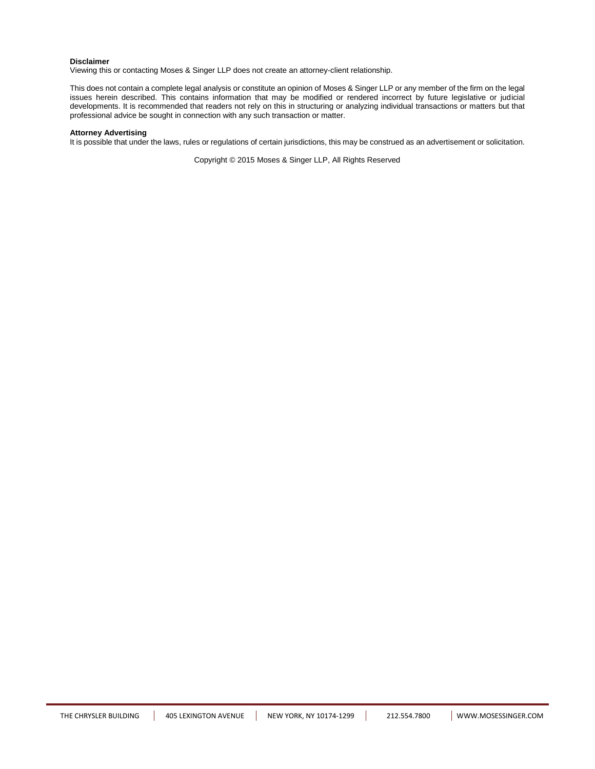**Disclaimer**
Viewing this or contacting Moses & Singer LLP does not create an attorney-client relationship.

This does not contain a complete legal analysis or constitute an opinion of Moses & Singer LLP or any member of the firm on the legal issues herein described. This contains information that may be modified or rendered incorrect by future legislative or judicial developments. It is recommended that readers not rely on this in structuring or analyzing individual transactions or matters but that professional advice be sought in connection with any such transaction or matter.

**Attorney Advertising**
It is possible that under the laws, rules or regulations of certain jurisdictions, this may be construed as an advertisement or solicitation.

Copyright © 2015 Moses & Singer LLP, All Rights Reserved